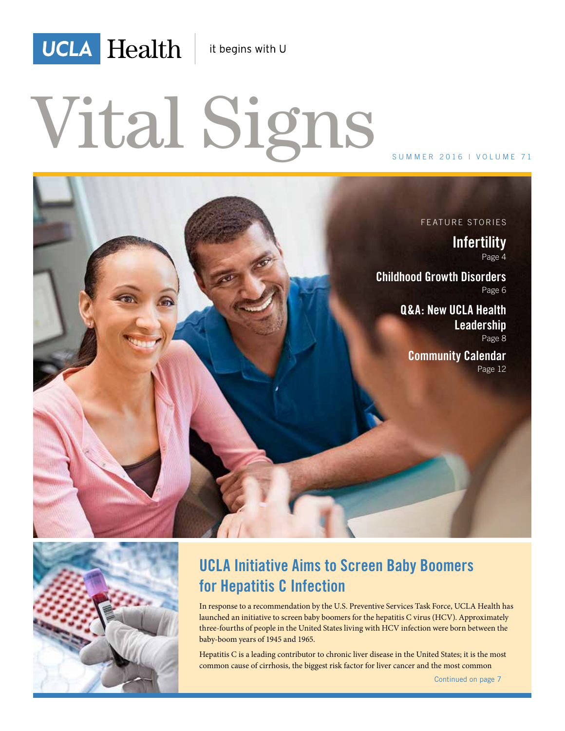UCLA Health | it begins with U

# Vital Signs

SUMMER 2016 | VOLUME 71

FEATURE STORIES

**Infertility**
Page 4

**Childhood Growth Disorders**
Page 6

**Q&A: New UCLA Health Leadership**
Page 8

**Community Calendar**
Page 12

## UCLA Initiative Aims to Screen Baby Boomers for Hepatitis C Infection

In response to a recommendation by the U.S. Preventive Services Task Force, UCLA Health has launched an initiative to screen baby boomers for the hepatitis C virus (HCV). Approximately three-fourths of people in the United States living with HCV infection were born between the baby-boom years of 1945 and 1965.

Hepatitis C is a leading contributor to chronic liver disease in the United States; it is the most common cause of cirrhosis, the biggest risk factor for liver cancer and the most common

Continued on page 7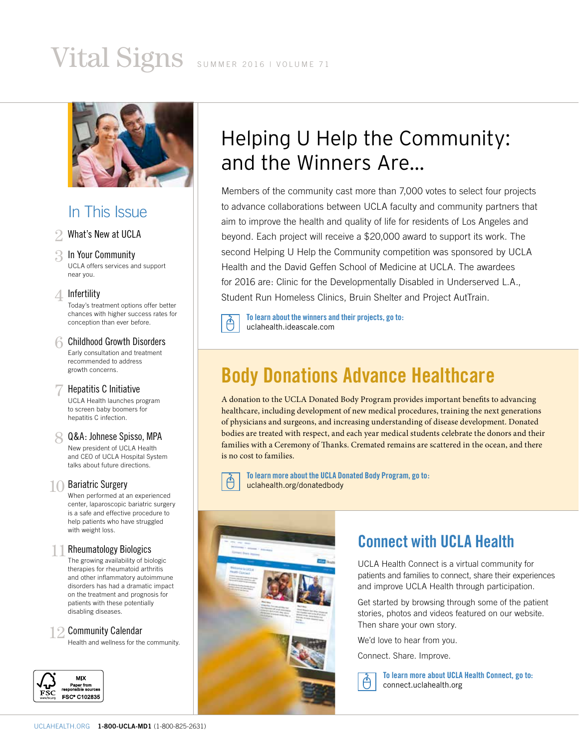# Vital Signs

SUMMER 2016 | VOLUME 71

## In This Issue

**2** What's New at UCLA

**3** In Your Community
UCLA offers services and support near you.

**4** Infertility
Today's treatment options offer better chances with higher success rates for conception than ever before.

**6** Childhood Growth Disorders
Early consultation and treatment recommended to address growth concerns.

**7** Hepatitis C Initiative
UCLA Health launches program to screen baby boomers for hepatitis C infection.

**8** Q&A: Johnese Spisso, MPA
New president of UCLA Health and CEO of UCLA Hospital System talks about future directions.

**10** Bariatric Surgery
When performed at an experienced center, laparoscopic bariatric surgery is a safe and effective procedure to help patients who have struggled with weight loss.

**11** Rheumatology Biologics
The growing availability of biologic therapies for rheumatoid arthritis and other inflammatory autoimmune disorders has had a dramatic impact on the treatment and prognosis for patients with these potentially disabling diseases.

**12** Community Calendar
Health and wellness for the community.

MIX
Paper from responsible sources
FSC® C102835

## Helping U Help the Community: and the Winners Are…

Members of the community cast more than 7,000 votes to select four projects to advance collaborations between UCLA faculty and community partners that aim to improve the health and quality of life for residents of Los Angeles and beyond. Each project will receive a $20,000 award to support its work. The second Helping U Help the Community competition was sponsored by UCLA Health and the David Geffen School of Medicine at UCLA. The awardees for 2016 are: Clinic for the Developmentally Disabled in Underserved L.A., Student Run Homeless Clinics, Bruin Shelter and Project AutTrain.

**To learn about the winners and their projects, go to:**
uclahealth.ideascale.com

## Body Donations Advance Healthcare

A donation to the UCLA Donated Body Program provides important benefits to advancing healthcare, including development of new medical procedures, training the next generations of physicians and surgeons, and increasing understanding of disease development. Donated bodies are treated with respect, and each year medical students celebrate the donors and their families with a Ceremony of Thanks. Cremated remains are scattered in the ocean, and there is no cost to families.

**To learn more about the UCLA Donated Body Program, go to:**
uclahealth.org/donatedbody

## Connect with UCLA Health

UCLA Health Connect is a virtual community for patients and families to connect, share their experiences and improve UCLA Health through participation.

Get started by browsing through some of the patient stories, photos and videos featured on our website. Then share your own story.

We'd love to hear from you.

Connect. Share. Improve.

**To learn more about UCLA Health Connect, go to:**
connect.uclahealth.org

UCLAHEALTH.ORG **1-800-UCLA-MD1** (1-800-825-2631)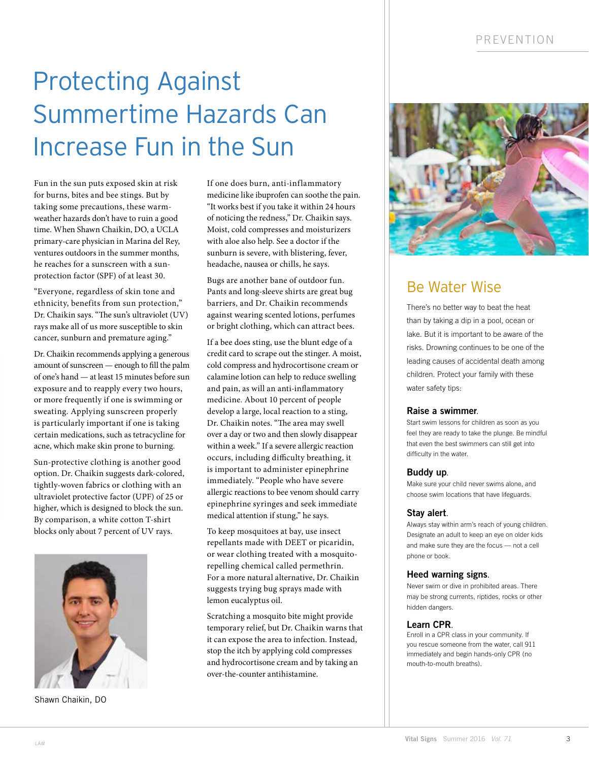# Protecting Against Summertime Hazards Can Increase Fun in the Sun

Fun in the sun puts exposed skin at risk for burns, bites and bee stings. But by taking some precautions, these warm-weather hazards don't have to ruin a good time. When Shawn Chaikin, DO, a UCLA primary-care physician in Marina del Rey, ventures outdoors in the summer months, he reaches for a sunscreen with a sun-protection factor (SPF) of at least 30.

"Everyone, regardless of skin tone and ethnicity, benefits from sun protection," Dr. Chaikin says. "The sun's ultraviolet (UV) rays make all of us more susceptible to skin cancer, sunburn and premature aging."

Dr. Chaikin recommends applying a generous amount of sunscreen — enough to fill the palm of one's hand — at least 15 minutes before sun exposure and to reapply every two hours, or more frequently if one is swimming or sweating. Applying sunscreen properly is particularly important if one is taking certain medications, such as tetracycline for acne, which make skin prone to burning.

Sun-protective clothing is another good option. Dr. Chaikin suggests dark-colored, tightly-woven fabrics or clothing with an ultraviolet protective factor (UPF) of 25 or higher, which is designed to block the sun. By comparison, a white cotton T-shirt blocks only about 7 percent of UV rays.

Shawn Chaikin, DO

If one does burn, anti-inflammatory medicine like ibuprofen can soothe the pain. "It works best if you take it within 24 hours of noticing the redness," Dr. Chaikin says. Moist, cold compresses and moisturizers with aloe also help. See a doctor if the sunburn is severe, with blistering, fever, headache, nausea or chills, he says.

Bugs are another bane of outdoor fun. Pants and long-sleeve shirts are great bug barriers, and Dr. Chaikin recommends against wearing scented lotions, perfumes or bright clothing, which can attract bees.

If a bee does sting, use the blunt edge of a credit card to scrape out the stinger. A moist, cold compress and hydrocortisone cream or calamine lotion can help to reduce swelling and pain, as will an anti-inflammatory medicine. About 10 percent of people develop a large, local reaction to a sting, Dr. Chaikin notes. "The area may swell over a day or two and then slowly disappear within a week." If a severe allergic reaction occurs, including difficulty breathing, it is important to administer epinephrine immediately. "People who have severe allergic reactions to bee venom should carry epinephrine syringes and seek immediate medical attention if stung," he says.

To keep mosquitoes at bay, use insect repellants made with DEET or picaridin, or wear clothing treated with a mosquito-repelling chemical called permethrin. For a more natural alternative, Dr. Chaikin suggests trying bug sprays made with lemon eucalyptus oil.

Scratching a mosquito bite might provide temporary relief, but Dr. Chaikin warns that it can expose the area to infection. Instead, stop the itch by applying cold compresses and hydrocortisone cream and by taking an over-the-counter antihistamine.

## Be Water Wise

There's no better way to beat the heat than by taking a dip in a pool, ocean or lake. But it is important to be aware of the risks. Drowning continues to be one of the leading causes of accidental death among children. Protect your family with these water safety tips:

**Raise a swimmer.**
Start swim lessons for children as soon as you feel they are ready to take the plunge. Be mindful that even the best swimmers can still get into difficulty in the water.

**Buddy up.**
Make sure your child never swims alone, and choose swim locations that have lifeguards.

**Stay alert.**
Always stay within arm's reach of young children. Designate an adult to keep an eye on older kids and make sure they are the focus — not a cell phone or book.

**Heed warning signs.**
Never swim or dive in prohibited areas. There may be strong currents, riptides, rocks or other hidden dangers.

**Learn CPR.**
Enroll in a CPR class in your community. If you rescue someone from the water, call 911 immediately and begin hands-only CPR (no mouth-to-mouth breaths).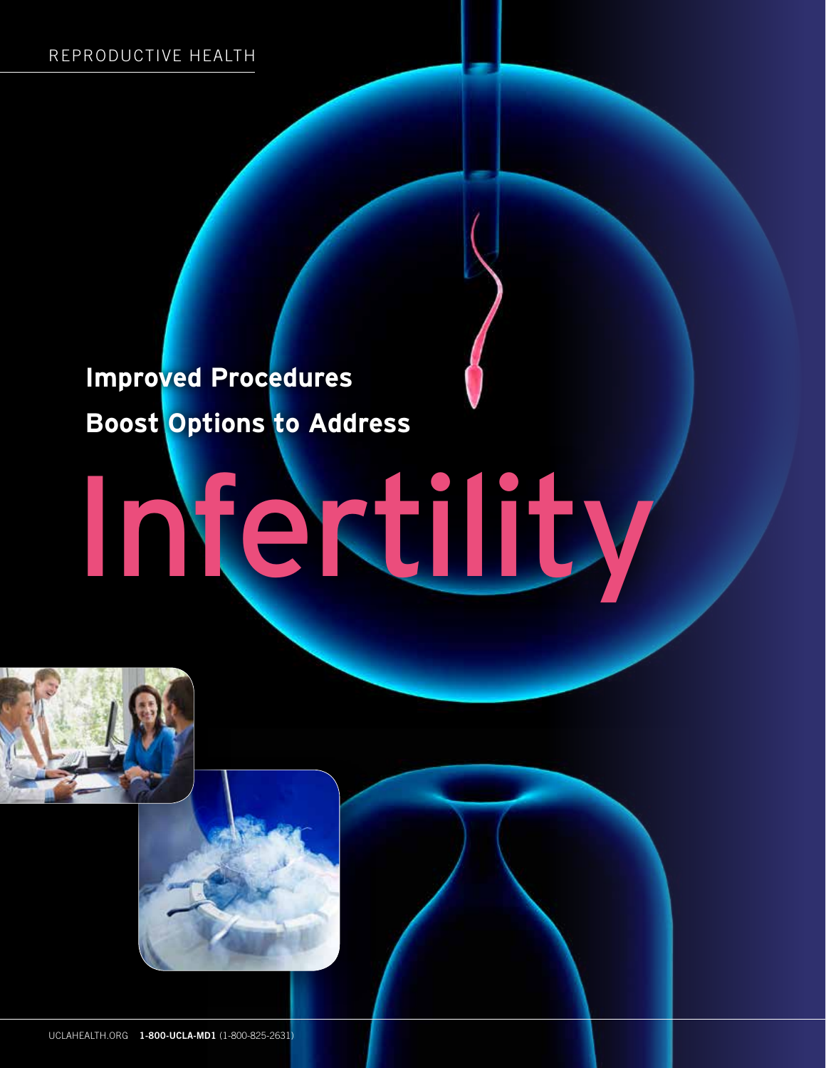# Improved Procedures Boost Options to Address Infertility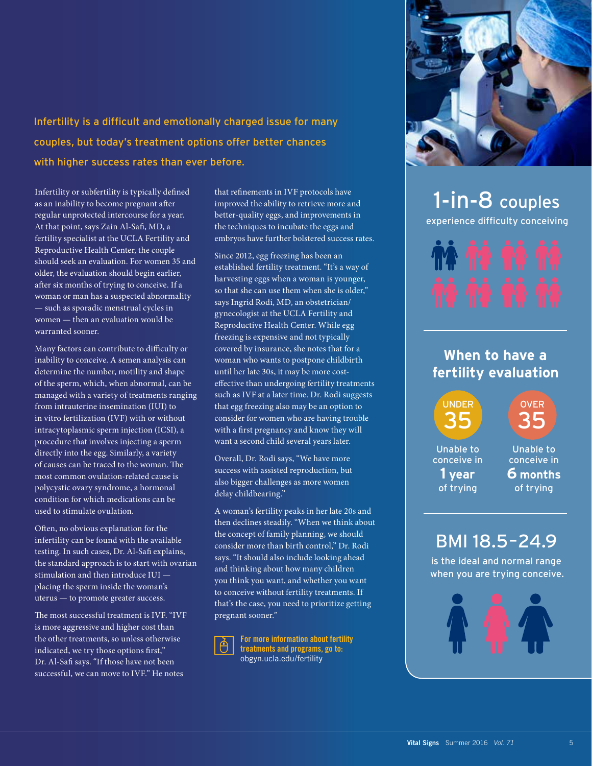Infertility is a difficult and emotionally charged issue for many couples, but today's treatment options offer better chances with higher success rates than ever before.

Infertility or subfertility is typically defined as an inability to become pregnant after regular unprotected intercourse for a year. At that point, says Zain Al-Safi, MD, a fertility specialist at the UCLA Fertility and Reproductive Health Center, the couple should seek an evaluation. For women 35 and older, the evaluation should begin earlier, after six months of trying to conceive. If a woman or man has a suspected abnormality — such as sporadic menstrual cycles in women — then an evaluation would be warranted sooner.

Many factors can contribute to difficulty or inability to conceive. A semen analysis can determine the number, motility and shape of the sperm, which, when abnormal, can be managed with a variety of treatments ranging from intrauterine insemination (IUI) to in vitro fertilization (IVF) with or without intracytoplasmic sperm injection (ICSI), a procedure that involves injecting a sperm directly into the egg. Similarly, a variety of causes can be traced to the woman. The most common ovulation-related cause is polycystic ovary syndrome, a hormonal condition for which medications can be used to stimulate ovulation.

Often, no obvious explanation for the infertility can be found with the available testing. In such cases, Dr. Al-Safi explains, the standard approach is to start with ovarian stimulation and then introduce IUI — placing the sperm inside the woman's uterus — to promote greater success.

The most successful treatment is IVF. "IVF is more aggressive and higher cost than the other treatments, so unless otherwise indicated, we try those options first," Dr. Al-Safi says. "If those have not been successful, we can move to IVF." He notes that refinements in IVF protocols have improved the ability to retrieve more and better-quality eggs, and improvements in the techniques to incubate the eggs and embryos have further bolstered success rates.

Since 2012, egg freezing has been an established fertility treatment. "It's a way of harvesting eggs when a woman is younger, so that she can use them when she is older," says Ingrid Rodi, MD, an obstetrician/gynecologist at the UCLA Fertility and Reproductive Health Center. While egg freezing is expensive and not typically covered by insurance, she notes that for a woman who wants to postpone childbirth until her late 30s, it may be more cost-effective than undergoing fertility treatments such as IVF at a later time. Dr. Rodi suggests that egg freezing also may be an option to consider for women who are having trouble with a first pregnancy and know they will want a second child several years later.

Overall, Dr. Rodi says, "We have more success with assisted reproduction, but also bigger challenges as more women delay childbearing."

A woman's fertility peaks in her late 20s and then declines steadily. "When we think about the concept of family planning, we should consider more than birth control," Dr. Rodi says. "It should also include looking ahead and thinking about how many children you think you want, and whether you want to conceive without fertility treatments. If that's the case, you need to prioritize getting pregnant sooner."

**For more information about fertility treatments and programs, go to:** obgyn.ucla.edu/fertility

## 1-in-8 couples

experience difficulty conceiving

## When to have a fertility evaluation

**UNDER 35**
Unable to conceive in **1 year** of trying

**OVER 35**
Unable to conceive in **6 months** of trying

## BMI 18.5–24.9

is the ideal and normal range when you are trying conceive.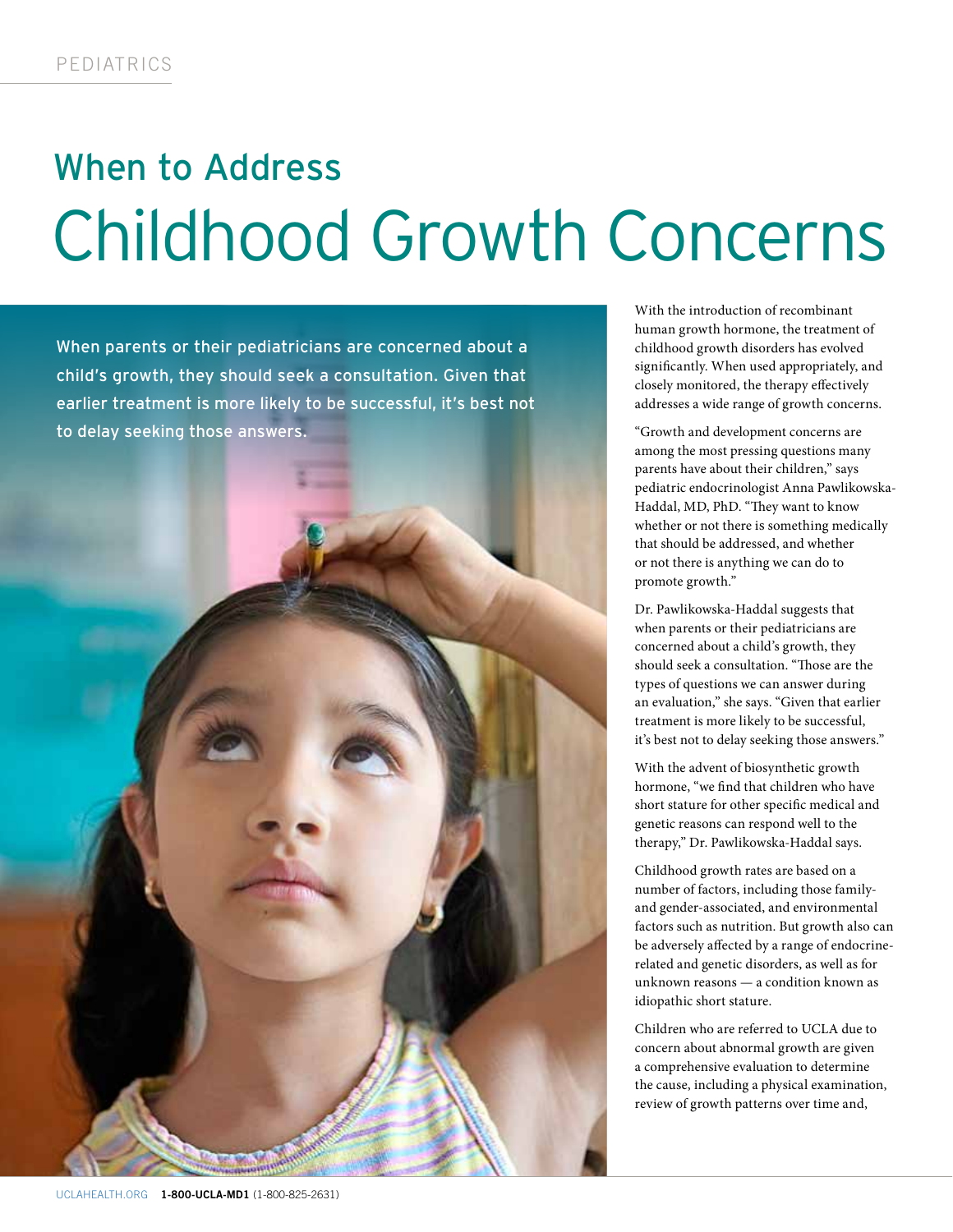# When to Address Childhood Growth Concerns

When parents or their pediatricians are concerned about a child's growth, they should seek a consultation. Given that earlier treatment is more likely to be successful, it's best not to delay seeking those answers.

With the introduction of recombinant human growth hormone, the treatment of childhood growth disorders has evolved significantly. When used appropriately, and closely monitored, the therapy effectively addresses a wide range of growth concerns.

"Growth and development concerns are among the most pressing questions many parents have about their children," says pediatric endocrinologist Anna Pawlikowska-Haddal, MD, PhD. "They want to know whether or not there is something medically that should be addressed, and whether or not there is anything we can do to promote growth."

Dr. Pawlikowska-Haddal suggests that when parents or their pediatricians are concerned about a child's growth, they should seek a consultation. "Those are the types of questions we can answer during an evaluation," she says. "Given that earlier treatment is more likely to be successful, it's best not to delay seeking those answers."

With the advent of biosynthetic growth hormone, "we find that children who have short stature for other specific medical and genetic reasons can respond well to the therapy," Dr. Pawlikowska-Haddal says.

Childhood growth rates are based on a number of factors, including those family- and gender-associated, and environmental factors such as nutrition. But growth also can be adversely affected by a range of endocrine-related and genetic disorders, as well as for unknown reasons — a condition known as idiopathic short stature.

Children who are referred to UCLA due to concern about abnormal growth are given a comprehensive evaluation to determine the cause, including a physical examination, review of growth patterns over time and,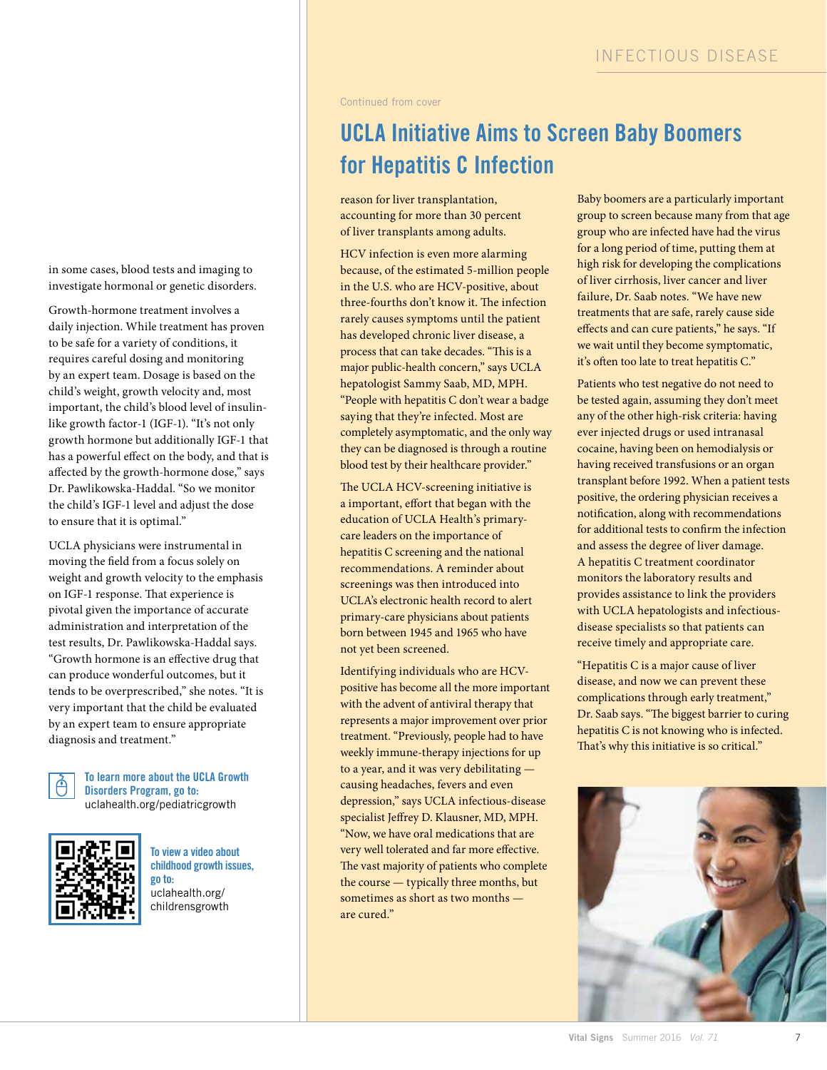in some cases, blood tests and imaging to investigate hormonal or genetic disorders.

Growth-hormone treatment involves a daily injection. While treatment has proven to be safe for a variety of conditions, it requires careful dosing and monitoring by an expert team. Dosage is based on the child's weight, growth velocity and, most important, the child's blood level of insulin-like growth factor-1 (IGF-1). "It's not only growth hormone but additionally IGF-1 that has a powerful effect on the body, and that is affected by the growth-hormone dose," says Dr. Pawlikowska-Haddal. "So we monitor the child's IGF-1 level and adjust the dose to ensure that it is optimal."

UCLA physicians were instrumental in moving the field from a focus solely on weight and growth velocity to the emphasis on IGF-1 response. That experience is pivotal given the importance of accurate administration and interpretation of the test results, Dr. Pawlikowska-Haddal says. "Growth hormone is an effective drug that can produce wonderful outcomes, but it tends to be overprescribed," she notes. "It is very important that the child be evaluated by an expert team to ensure appropriate diagnosis and treatment."

**To learn more about the UCLA Growth Disorders Program, go to:** uclahealth.org/pediatricgrowth

**To view a video about childhood growth issues, go to:** uclahealth.org/childrensgrowth

Continued from cover

# UCLA Initiative Aims to Screen Baby Boomers for Hepatitis C Infection

reason for liver transplantation, accounting for more than 30 percent of liver transplants among adults.

HCV infection is even more alarming because, of the estimated 5-million people in the U.S. who are HCV-positive, about three-fourths don't know it. The infection rarely causes symptoms until the patient has developed chronic liver disease, a process that can take decades. "This is a major public-health concern," says UCLA hepatologist Sammy Saab, MD, MPH. "People with hepatitis C don't wear a badge saying that they're infected. Most are completely asymptomatic, and the only way they can be diagnosed is through a routine blood test by their healthcare provider."

The UCLA HCV-screening initiative is a important, effort that began with the education of UCLA Health's primary-care leaders on the importance of hepatitis C screening and the national recommendations. A reminder about screenings was then introduced into UCLA's electronic health record to alert primary-care physicians about patients born between 1945 and 1965 who have not yet been screened.

Identifying individuals who are HCV-positive has become all the more important with the advent of antiviral therapy that represents a major improvement over prior treatment. "Previously, people had to have weekly immune-therapy injections for up to a year, and it was very debilitating — causing headaches, fevers and even depression," says UCLA infectious-disease specialist Jeffrey D. Klausner, MD, MPH. "Now, we have oral medications that are very well tolerated and far more effective. The vast majority of patients who complete the course — typically three months, but sometimes as short as two months — are cured."

Baby boomers are a particularly important group to screen because many from that age group who are infected have had the virus for a long period of time, putting them at high risk for developing the complications of liver cirrhosis, liver cancer and liver failure, Dr. Saab notes. "We have new treatments that are safe, rarely cause side effects and can cure patients," he says. "If we wait until they become symptomatic, it's often too late to treat hepatitis C."

Patients who test negative do not need to be tested again, assuming they don't meet any of the other high-risk criteria: having ever injected drugs or used intranasal cocaine, having been on hemodialysis or having received transfusions or an organ transplant before 1992. When a patient tests positive, the ordering physician receives a notification, along with recommendations for additional tests to confirm the infection and assess the degree of liver damage. A hepatitis C treatment coordinator monitors the laboratory results and provides assistance to link the providers with UCLA hepatologists and infectious-disease specialists so that patients can receive timely and appropriate care.

"Hepatitis C is a major cause of liver disease, and now we can prevent these complications through early treatment," Dr. Saab says. "The biggest barrier to curing hepatitis C is not knowing who is infected. That's why this initiative is so critical."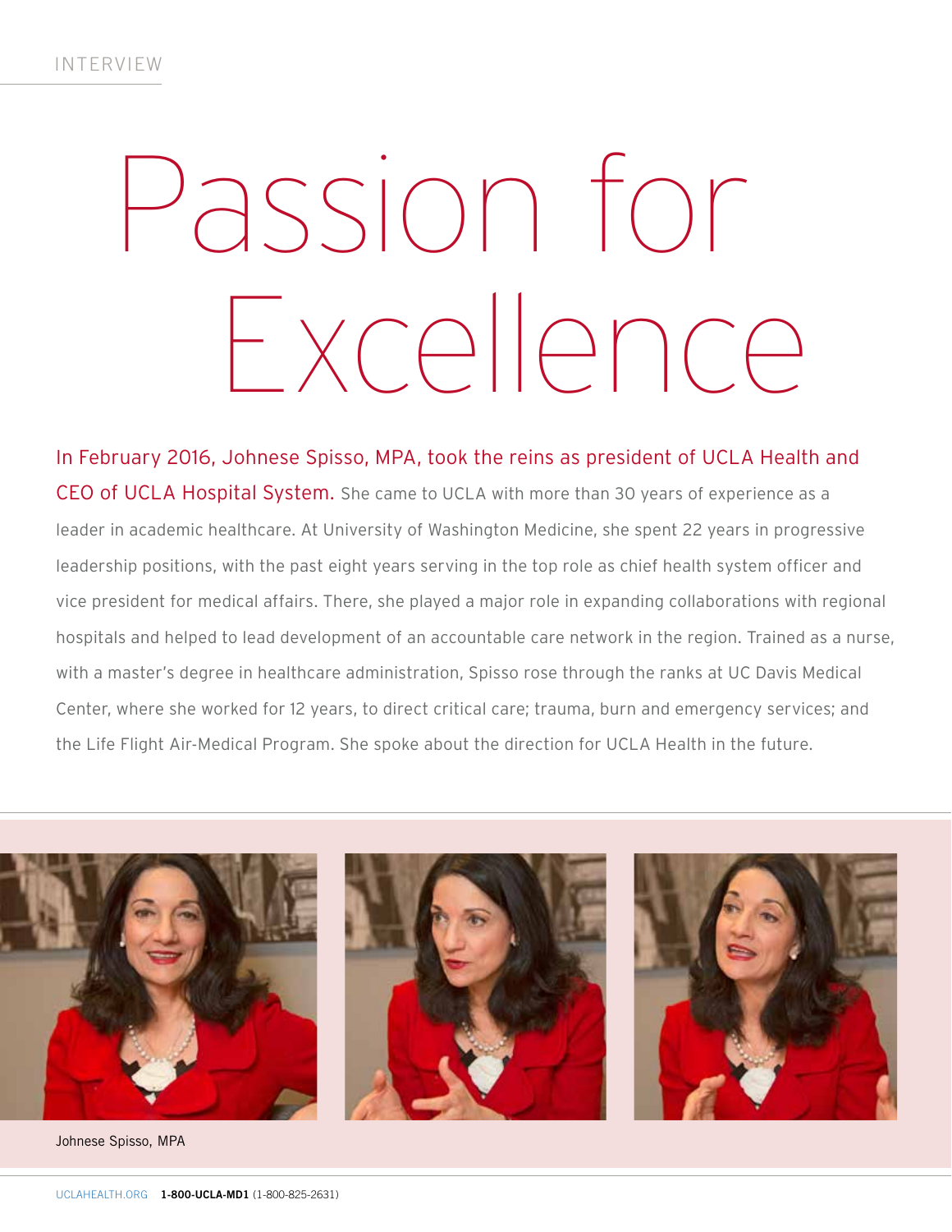INTERVIEW

# Passion for Excellence

**In February 2016, Johnese Spisso, MPA, took the reins as president of UCLA Health and CEO of UCLA Hospital System.** She came to UCLA with more than 30 years of experience as a leader in academic healthcare. At University of Washington Medicine, she spent 22 years in progressive leadership positions, with the past eight years serving in the top role as chief health system officer and vice president for medical affairs. There, she played a major role in expanding collaborations with regional hospitals and helped to lead development of an accountable care network in the region. Trained as a nurse, with a master's degree in healthcare administration, Spisso rose through the ranks at UC Davis Medical Center, where she worked for 12 years, to direct critical care; trauma, burn and emergency services; and the Life Flight Air-Medical Program. She spoke about the direction for UCLA Health in the future.

Johnese Spisso, MPA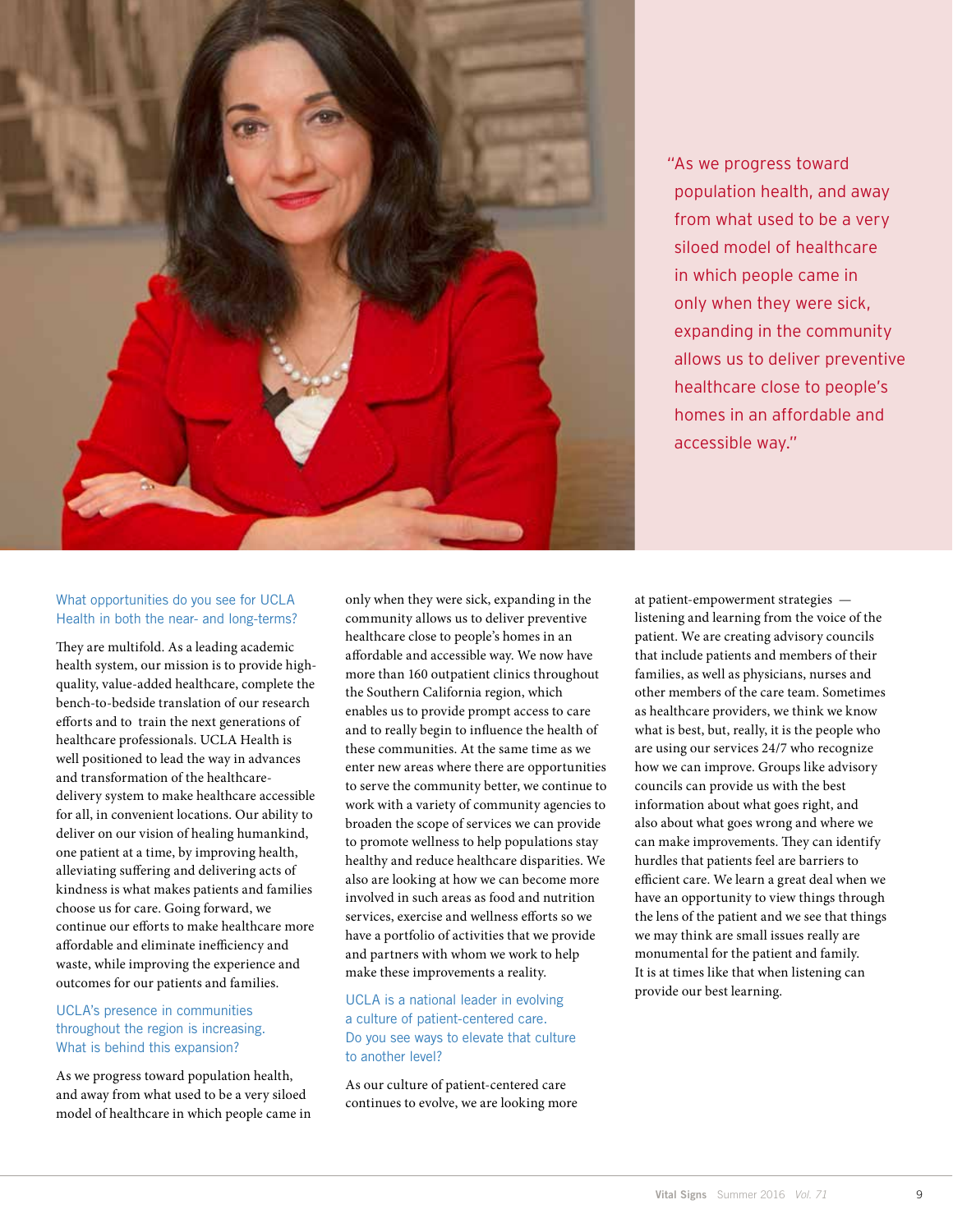> "As we progress toward population health, and away from what used to be a very siloed model of healthcare in which people came in only when they were sick, expanding in the community allows us to deliver preventive healthcare close to people's homes in an affordable and accessible way."

### What opportunities do you see for UCLA Health in both the near- and long-terms?

They are multifold. As a leading academic health system, our mission is to provide high-quality, value-added healthcare, complete the bench-to-bedside translation of our research efforts and to train the next generations of healthcare professionals. UCLA Health is well positioned to lead the way in advances and transformation of the healthcare-delivery system to make healthcare accessible for all, in convenient locations. Our ability to deliver on our vision of healing humankind, one patient at a time, by improving health, alleviating suffering and delivering acts of kindness is what makes patients and families choose us for care. Going forward, we continue our efforts to make healthcare more affordable and eliminate inefficiency and waste, while improving the experience and outcomes for our patients and families.

### UCLA's presence in communities throughout the region is increasing. What is behind this expansion?

As we progress toward population health, and away from what used to be a very siloed model of healthcare in which people came in only when they were sick, expanding in the community allows us to deliver preventive healthcare close to people's homes in an affordable and accessible way. We now have more than 160 outpatient clinics throughout the Southern California region, which enables us to provide prompt access to care and to really begin to influence the health of these communities. At the same time as we enter new areas where there are opportunities to serve the community better, we continue to work with a variety of community agencies to broaden the scope of services we can provide to promote wellness to help populations stay healthy and reduce healthcare disparities. We also are looking at how we can become more involved in such areas as food and nutrition services, exercise and wellness efforts so we have a portfolio of activities that we provide and partners with whom we work to help make these improvements a reality.

### UCLA is a national leader in evolving a culture of patient-centered care. Do you see ways to elevate that culture to another level?

As our culture of patient-centered care continues to evolve, we are looking more at patient-empowerment strategies — listening and learning from the voice of the patient. We are creating advisory councils that include patients and members of their families, as well as physicians, nurses and other members of the care team. Sometimes as healthcare providers, we think we know what is best, but, really, it is the people who are using our services 24/7 who recognize how we can improve. Groups like advisory councils can provide us with the best information about what goes right, and also about what goes wrong and where we can make improvements. They can identify hurdles that patients feel are barriers to efficient care. We learn a great deal when we have an opportunity to view things through the lens of the patient and we see that things we may think are small issues really are monumental for the patient and family. It is at times like that when listening can provide our best learning.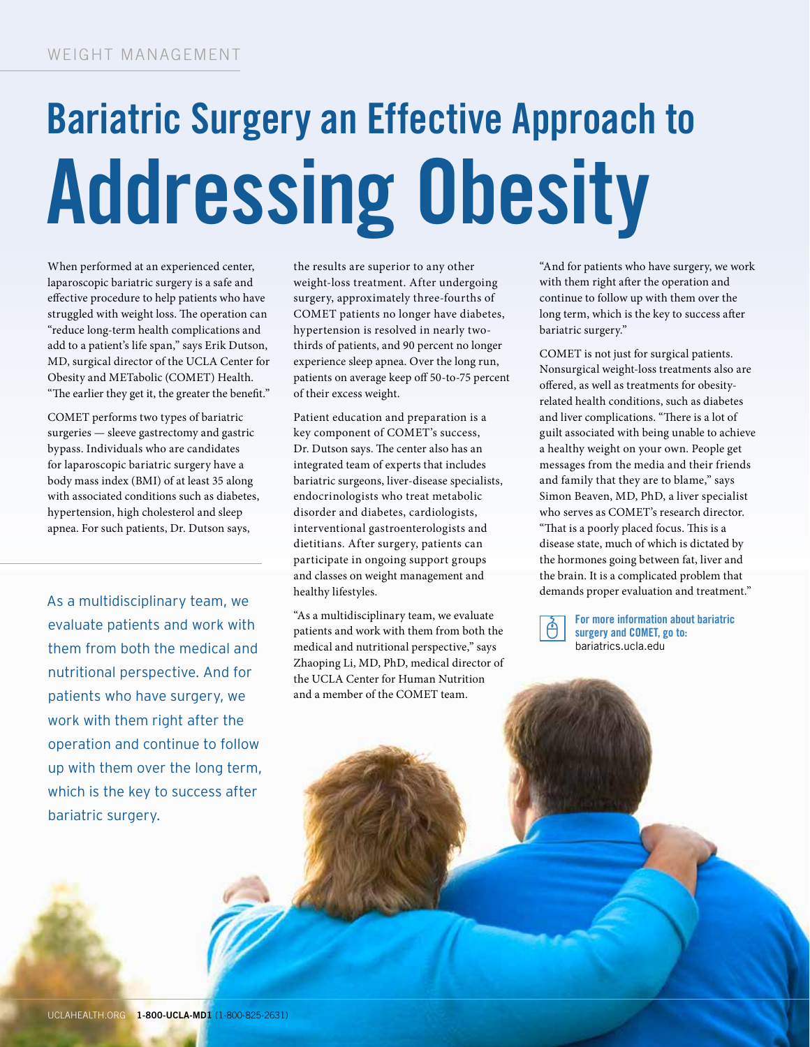WEIGHT MANAGEMENT

# Bariatric Surgery an Effective Approach to Addressing Obesity

When performed at an experienced center, laparoscopic bariatric surgery is a safe and effective procedure to help patients who have struggled with weight loss. The operation can "reduce long-term health complications and add to a patient's life span," says Erik Dutson, MD, surgical director of the UCLA Center for Obesity and METabolic (COMET) Health. "The earlier they get it, the greater the benefit."

COMET performs two types of bariatric surgeries — sleeve gastrectomy and gastric bypass. Individuals who are candidates for laparoscopic bariatric surgery have a body mass index (BMI) of at least 35 along with associated conditions such as diabetes, hypertension, high cholesterol and sleep apnea. For such patients, Dr. Dutson says, the results are superior to any other weight-loss treatment. After undergoing surgery, approximately three-fourths of COMET patients no longer have diabetes, hypertension is resolved in nearly two-thirds of patients, and 90 percent no longer experience sleep apnea. Over the long run, patients on average keep off 50-to-75 percent of their excess weight.

Patient education and preparation is a key component of COMET's success, Dr. Dutson says. The center also has an integrated team of experts that includes bariatric surgeons, liver-disease specialists, endocrinologists who treat metabolic disorder and diabetes, cardiologists, interventional gastroenterologists and dietitians. After surgery, patients can participate in ongoing support groups and classes on weight management and healthy lifestyles.

"As a multidisciplinary team, we evaluate patients and work with them from both the medical and nutritional perspective," says Zhaoping Li, MD, PhD, medical director of the UCLA Center for Human Nutrition and a member of the COMET team. "And for patients who have surgery, we work with them right after the operation and continue to follow up with them over the long term, which is the key to success after bariatric surgery."

> As a multidisciplinary team, we evaluate patients and work with them from both the medical and nutritional perspective. And for patients who have surgery, we work with them right after the operation and continue to follow up with them over the long term, which is the key to success after bariatric surgery.

COMET is not just for surgical patients. Nonsurgical weight-loss treatments also are offered, as well as treatments for obesity-related health conditions, such as diabetes and liver complications. "There is a lot of guilt associated with being unable to achieve a healthy weight on your own. People get messages from the media and their friends and family that they are to blame," says Simon Beaven, MD, PhD, a liver specialist who serves as COMET's research director. "That is a poorly placed focus. This is a disease state, much of which is dictated by the hormones going between fat, liver and the brain. It is a complicated problem that demands proper evaluation and treatment."

**For more information about bariatric surgery and COMET, go to:**
bariatrics.ucla.edu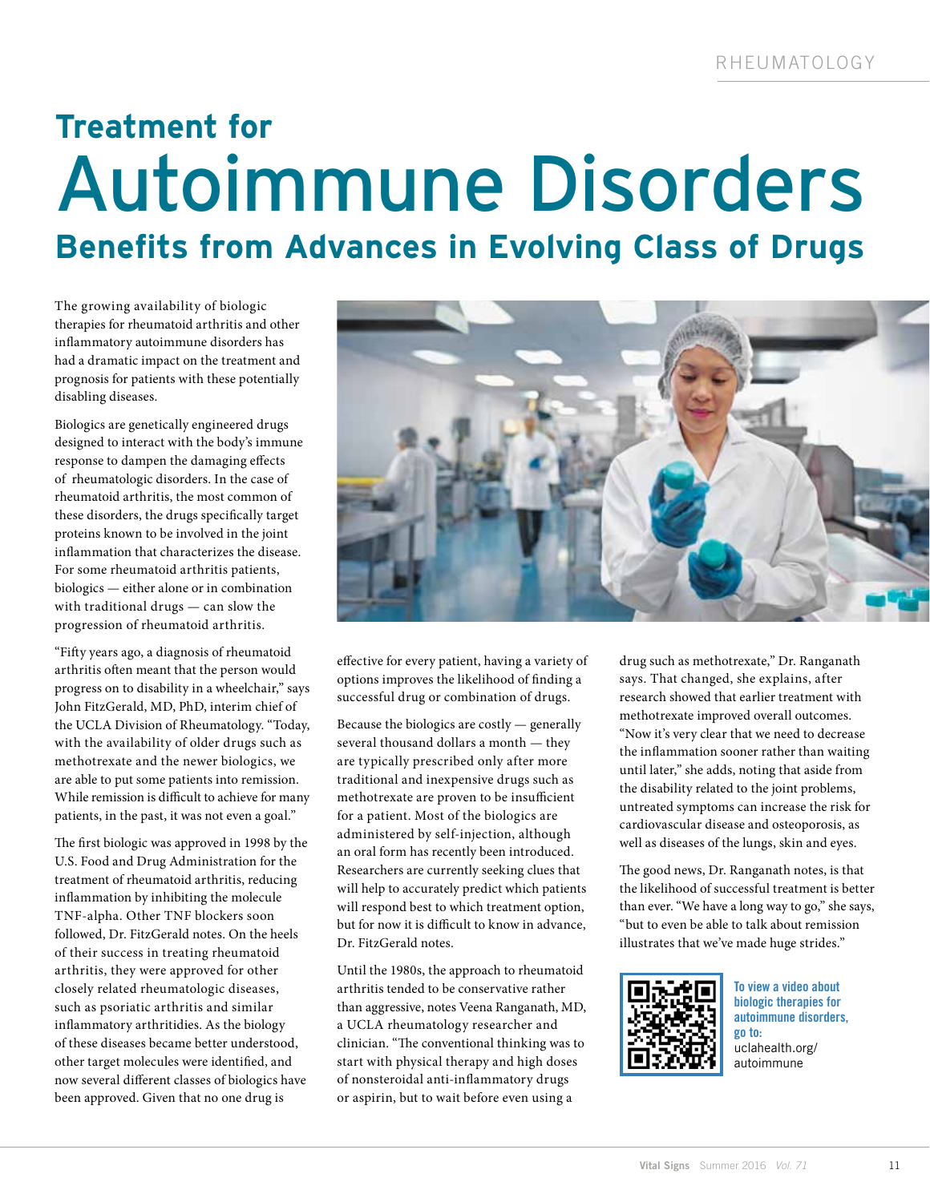# Treatment for Autoimmune Disorders

## Benefits from Advances in Evolving Class of Drugs

The growing availability of biologic therapies for rheumatoid arthritis and other inflammatory autoimmune disorders has had a dramatic impact on the treatment and prognosis for patients with these potentially disabling diseases.

Biologics are genetically engineered drugs designed to interact with the body's immune response to dampen the damaging effects of rheumatologic disorders. In the case of rheumatoid arthritis, the most common of these disorders, the drugs specifically target proteins known to be involved in the joint inflammation that characterizes the disease. For some rheumatoid arthritis patients, biologics — either alone or in combination with traditional drugs — can slow the progression of rheumatoid arthritis.

"Fifty years ago, a diagnosis of rheumatoid arthritis often meant that the person would progress on to disability in a wheelchair," says John FitzGerald, MD, PhD, interim chief of the UCLA Division of Rheumatology. "Today, with the availability of older drugs such as methotrexate and the newer biologics, we are able to put some patients into remission. While remission is difficult to achieve for many patients, in the past, it was not even a goal."

The first biologic was approved in 1998 by the U.S. Food and Drug Administration for the treatment of rheumatoid arthritis, reducing inflammation by inhibiting the molecule TNF-alpha. Other TNF blockers soon followed, Dr. FitzGerald notes. On the heels of their success in treating rheumatoid arthritis, they were approved for other closely related rheumatologic diseases, such as psoriatic arthritis and similar inflammatory arthritidies. As the biology of these diseases became better understood, other target molecules were identified, and now several different classes of biologics have been approved. Given that no one drug is effective for every patient, having a variety of options improves the likelihood of finding a successful drug or combination of drugs.

Because the biologics are costly — generally several thousand dollars a month — they are typically prescribed only after more traditional and inexpensive drugs such as methotrexate are proven to be insufficient for a patient. Most of the biologics are administered by self-injection, although an oral form has recently been introduced. Researchers are currently seeking clues that will help to accurately predict which patients will respond best to which treatment option, but for now it is difficult to know in advance, Dr. FitzGerald notes.

Until the 1980s, the approach to rheumatoid arthritis tended to be conservative rather than aggressive, notes Veena Ranganath, MD, a UCLA rheumatology researcher and clinician. "The conventional thinking was to start with physical therapy and high doses of nonsteroidal anti-inflammatory drugs or aspirin, but to wait before even using a drug such as methotrexate," Dr. Ranganath says. That changed, she explains, after research showed that earlier treatment with methotrexate improved overall outcomes. "Now it's very clear that we need to decrease the inflammation sooner rather than waiting until later," she adds, noting that aside from the disability related to the joint problems, untreated symptoms can increase the risk for cardiovascular disease and osteoporosis, as well as diseases of the lungs, skin and eyes.

The good news, Dr. Ranganath notes, is that the likelihood of successful treatment is better than ever. "We have a long way to go," she says, "but to even be able to talk about remission illustrates that we've made huge strides."

**To view a video about biologic therapies for autoimmune disorders, go to:**
uclahealth.org/autoimmune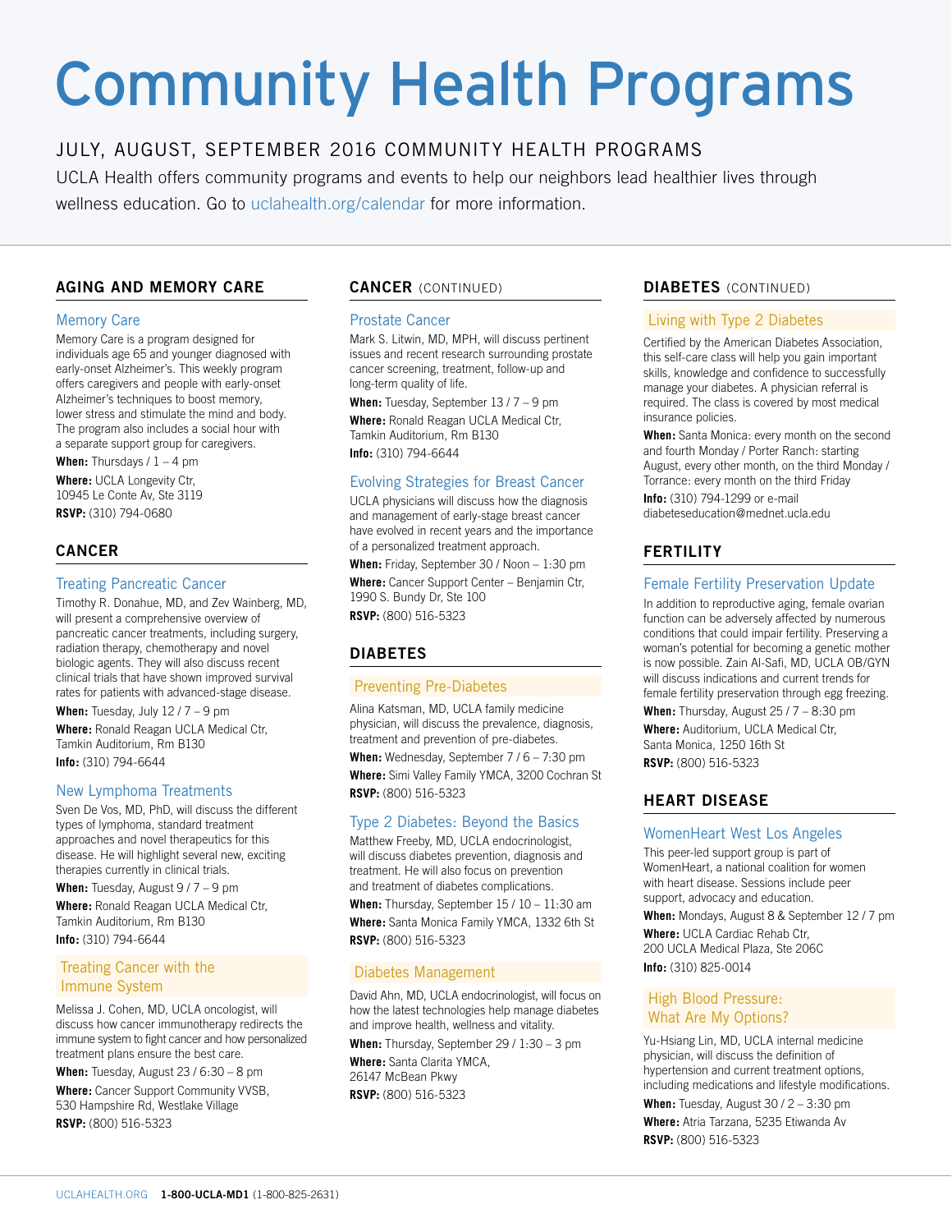# Community Health Programs

JULY, AUGUST, SEPTEMBER 2016 COMMUNITY HEALTH PROGRAMS

UCLA Health offers community programs and events to help our neighbors lead healthier lives through wellness education. Go to uclahealth.org/calendar for more information.

## AGING AND MEMORY CARE

### Memory Care

Memory Care is a program designed for individuals age 65 and younger diagnosed with early-onset Alzheimer's. This weekly program offers caregivers and people with early-onset Alzheimer's techniques to boost memory, lower stress and stimulate the mind and body. The program also includes a social hour with a separate support group for caregivers.

**When:** Thursdays / 1 – 4 pm
**Where:** UCLA Longevity Ctr, 10945 Le Conte Av, Ste 3119
**RSVP:** (310) 794-0680

## CANCER

### Treating Pancreatic Cancer

Timothy R. Donahue, MD, and Zev Wainberg, MD, will present a comprehensive overview of pancreatic cancer treatments, including surgery, radiation therapy, chemotherapy and novel biologic agents. They will also discuss recent clinical trials that have shown improved survival rates for patients with advanced-stage disease.

**When:** Tuesday, July 12 / 7 – 9 pm
**Where:** Ronald Reagan UCLA Medical Ctr, Tamkin Auditorium, Rm B130
**Info:** (310) 794-6644

### New Lymphoma Treatments

Sven De Vos, MD, PhD, will discuss the different types of lymphoma, standard treatment approaches and novel therapeutics for this disease. He will highlight several new, exciting therapies currently in clinical trials.

**When:** Tuesday, August 9 / 7 – 9 pm
**Where:** Ronald Reagan UCLA Medical Ctr, Tamkin Auditorium, Rm B130
**Info:** (310) 794-6644

### Treating Cancer with the Immune System

Melissa J. Cohen, MD, UCLA oncologist, will discuss how cancer immunotherapy redirects the immune system to fight cancer and how personalized treatment plans ensure the best care.

**When:** Tuesday, August 23 / 6:30 – 8 pm
**Where:** Cancer Support Community VVSB, 530 Hampshire Rd, Westlake Village
**RSVP:** (800) 516-5323

## CANCER (CONTINUED)

### Prostate Cancer

Mark S. Litwin, MD, MPH, will discuss pertinent issues and recent research surrounding prostate cancer screening, treatment, follow-up and long-term quality of life.

**When:** Tuesday, September 13 / 7 – 9 pm
**Where:** Ronald Reagan UCLA Medical Ctr, Tamkin Auditorium, Rm B130
**Info:** (310) 794-6644

### Evolving Strategies for Breast Cancer

UCLA physicians will discuss how the diagnosis and management of early-stage breast cancer have evolved in recent years and the importance of a personalized treatment approach.

**When:** Friday, September 30 / Noon – 1:30 pm
**Where:** Cancer Support Center – Benjamin Ctr, 1990 S. Bundy Dr, Ste 100
**RSVP:** (800) 516-5323

## DIABETES

### Preventing Pre-Diabetes

Alina Katsman, MD, UCLA family medicine physician, will discuss the prevalence, diagnosis, treatment and prevention of pre-diabetes.

**When:** Wednesday, September 7 / 6 – 7:30 pm
**Where:** Simi Valley Family YMCA, 3200 Cochran St
**RSVP:** (800) 516-5323

### Type 2 Diabetes: Beyond the Basics

Matthew Freeby, MD, UCLA endocrinologist, will discuss diabetes prevention, diagnosis and treatment. He will also focus on prevention and treatment of diabetes complications.

**When:** Thursday, September 15 / 10 – 11:30 am
**Where:** Santa Monica Family YMCA, 1332 6th St
**RSVP:** (800) 516-5323

### Diabetes Management

David Ahn, MD, UCLA endocrinologist, will focus on how the latest technologies help manage diabetes and improve health, wellness and vitality.

**When:** Thursday, September 29 / 1:30 – 3 pm
**Where:** Santa Clarita YMCA, 26147 McBean Pkwy
**RSVP:** (800) 516-5323

## DIABETES (CONTINUED)

### Living with Type 2 Diabetes

Certified by the American Diabetes Association, this self-care class will help you gain important skills, knowledge and confidence to successfully manage your diabetes. A physician referral is required. The class is covered by most medical insurance policies.

**When:** Santa Monica: every month on the second and fourth Monday / Porter Ranch: starting August, every other month, on the third Monday / Torrance: every month on the third Friday
**Info:** (310) 794-1299 or e-mail diabeteseducation@mednet.ucla.edu

## FERTILITY

### Female Fertility Preservation Update

In addition to reproductive aging, female ovarian function can be adversely affected by numerous conditions that could impair fertility. Preserving a woman's potential for becoming a genetic mother is now possible. Zain Al-Safi, MD, UCLA OB/GYN will discuss indications and current trends for female fertility preservation through egg freezing.

**When:** Thursday, August 25 / 7 – 8:30 pm
**Where:** Auditorium, UCLA Medical Ctr, Santa Monica, 1250 16th St
**RSVP:** (800) 516-5323

## HEART DISEASE

### WomenHeart West Los Angeles

This peer-led support group is part of WomenHeart, a national coalition for women with heart disease. Sessions include peer support, advocacy and education.

**When:** Mondays, August 8 & September 12 / 7 pm
**Where:** UCLA Cardiac Rehab Ctr, 200 UCLA Medical Plaza, Ste 206C
**Info:** (310) 825-0014

### High Blood Pressure: What Are My Options?

Yu-Hsiang Lin, MD, UCLA internal medicine physician, will discuss the definition of hypertension and current treatment options, including medications and lifestyle modifications.

**When:** Tuesday, August 30 / 2 – 3:30 pm
**Where:** Atria Tarzana, 5235 Etiwanda Av
**RSVP:** (800) 516-5323

UCLAHEALTH.ORG **1-800-UCLA-MD1** (1-800-825-2631)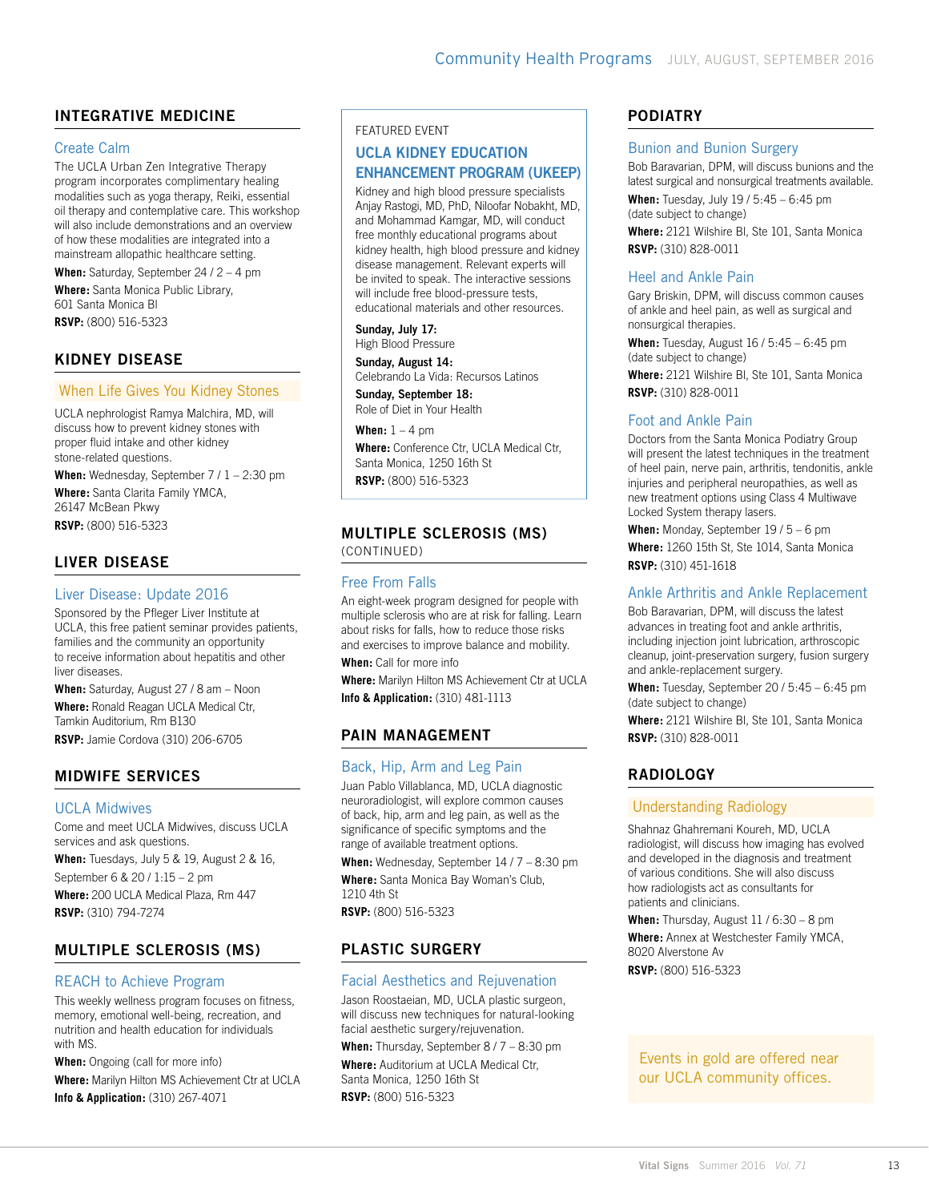## INTEGRATIVE MEDICINE

### Create Calm

The UCLA Urban Zen Integrative Therapy program incorporates complimentary healing modalities such as yoga therapy, Reiki, essential oil therapy and contemplative care. This workshop will also include demonstrations and an overview of how these modalities are integrated into a mainstream allopathic healthcare setting.

**When:** Saturday, September 24 / 2 – 4 pm

**Where:** Santa Monica Public Library, 601 Santa Monica Bl

**RSVP:** (800) 516-5323

## KIDNEY DISEASE

### When Life Gives You Kidney Stones

UCLA nephrologist Ramya Malchira, MD, will discuss how to prevent kidney stones with proper fluid intake and other kidney stone-related questions.

**When:** Wednesday, September 7 / 1 – 2:30 pm

**Where:** Santa Clarita Family YMCA, 26147 McBean Pkwy

**RSVP:** (800) 516-5323

## LIVER DISEASE

### Liver Disease: Update 2016

Sponsored by the Pfleger Liver Institute at UCLA, this free patient seminar provides patients, families and the community an opportunity to receive information about hepatitis and other liver diseases.

**When:** Saturday, August 27 / 8 am – Noon

**Where:** Ronald Reagan UCLA Medical Ctr, Tamkin Auditorium, Rm B130

**RSVP:** Jamie Cordova (310) 206-6705

## MIDWIFE SERVICES

### UCLA Midwives

Come and meet UCLA Midwives, discuss UCLA services and ask questions.

**When:** Tuesdays, July 5 & 19, August 2 & 16, September 6 & 20 / 1:15 – 2 pm

**Where:** 200 UCLA Medical Plaza, Rm 447

**RSVP:** (310) 794-7274

## MULTIPLE SCLEROSIS (MS)

### REACH to Achieve Program

This weekly wellness program focuses on fitness, memory, emotional well-being, recreation, and nutrition and health education for individuals with MS.

**When:** Ongoing (call for more info)

**Where:** Marilyn Hilton MS Achievement Ctr at UCLA

**Info & Application:** (310) 267-4071

FEATURED EVENT

### UCLA KIDNEY EDUCATION ENHANCEMENT PROGRAM (UKEEP)

Kidney and high blood pressure specialists Anjay Rastogi, MD, PhD, Niloofar Nobakht, MD, and Mohammad Kamgar, MD, will conduct free monthly educational programs about kidney health, high blood pressure and kidney disease management. Relevant experts will be invited to speak. The interactive sessions will include free blood-pressure tests, educational materials and other resources.

**Sunday, July 17:**
High Blood Pressure

**Sunday, August 14:**
Celebrando La Vida: Recursos Latinos

**Sunday, September 18:**
Role of Diet in Your Health

**When:** 1 – 4 pm

**Where:** Conference Ctr, UCLA Medical Ctr, Santa Monica, 1250 16th St

**RSVP:** (800) 516-5323

## MULTIPLE SCLEROSIS (MS)
(CONTINUED)

### Free From Falls

An eight-week program designed for people with multiple sclerosis who are at risk for falling. Learn about risks for falls, how to reduce those risks and exercises to improve balance and mobility.

**When:** Call for more info

**Where:** Marilyn Hilton MS Achievement Ctr at UCLA

**Info & Application:** (310) 481-1113

## PAIN MANAGEMENT

### Back, Hip, Arm and Leg Pain

Juan Pablo Villablanca, MD, UCLA diagnostic neuroradiologist, will explore common causes of back, hip, arm and leg pain, as well as the significance of specific symptoms and the range of available treatment options.

**When:** Wednesday, September 14 / 7 – 8:30 pm

**Where:** Santa Monica Bay Woman's Club, 1210 4th St

**RSVP:** (800) 516-5323

## PLASTIC SURGERY

### Facial Aesthetics and Rejuvenation

Jason Roostaeian, MD, UCLA plastic surgeon, will discuss new techniques for natural-looking facial aesthetic surgery/rejuvenation.

**When:** Thursday, September 8 / 7 – 8:30 pm

**Where:** Auditorium at UCLA Medical Ctr, Santa Monica, 1250 16th St

**RSVP:** (800) 516-5323

## PODIATRY

### Bunion and Bunion Surgery

Bob Baravarian, DPM, will discuss bunions and the latest surgical and nonsurgical treatments available.

**When:** Tuesday, July 19 / 5:45 – 6:45 pm (date subject to change)

**Where:** 2121 Wilshire Bl, Ste 101, Santa Monica

**RSVP:** (310) 828-0011

### Heel and Ankle Pain

Gary Briskin, DPM, will discuss common causes of ankle and heel pain, as well as surgical and nonsurgical therapies.

**When:** Tuesday, August 16 / 5:45 – 6:45 pm (date subject to change)

**Where:** 2121 Wilshire Bl, Ste 101, Santa Monica

**RSVP:** (310) 828-0011

### Foot and Ankle Pain

Doctors from the Santa Monica Podiatry Group will present the latest techniques in the treatment of heel pain, nerve pain, arthritis, tendonitis, ankle injuries and peripheral neuropathies, as well as new treatment options using Class 4 Multiwave Locked System therapy lasers.

**When:** Monday, September 19 / 5 – 6 pm

**Where:** 1260 15th St, Ste 1014, Santa Monica

**RSVP:** (310) 451-1618

### Ankle Arthritis and Ankle Replacement

Bob Baravarian, DPM, will discuss the latest advances in treating foot and ankle arthritis, including injection joint lubrication, arthroscopic cleanup, joint-preservation surgery, fusion surgery and ankle-replacement surgery.

**When:** Tuesday, September 20 / 5:45 – 6:45 pm (date subject to change)

**Where:** 2121 Wilshire Bl, Ste 101, Santa Monica

**RSVP:** (310) 828-0011

## RADIOLOGY

### Understanding Radiology

Shahnaz Ghahremani Koureh, MD, UCLA radiologist, will discuss how imaging has evolved and developed in the diagnosis and treatment of various conditions. She will also discuss how radiologists act as consultants for patients and clinicians.

**When:** Thursday, August 11 / 6:30 – 8 pm

**Where:** Annex at Westchester Family YMCA, 8020 Alverstone Av

**RSVP:** (800) 516-5323

Events in gold are offered near our UCLA community offices.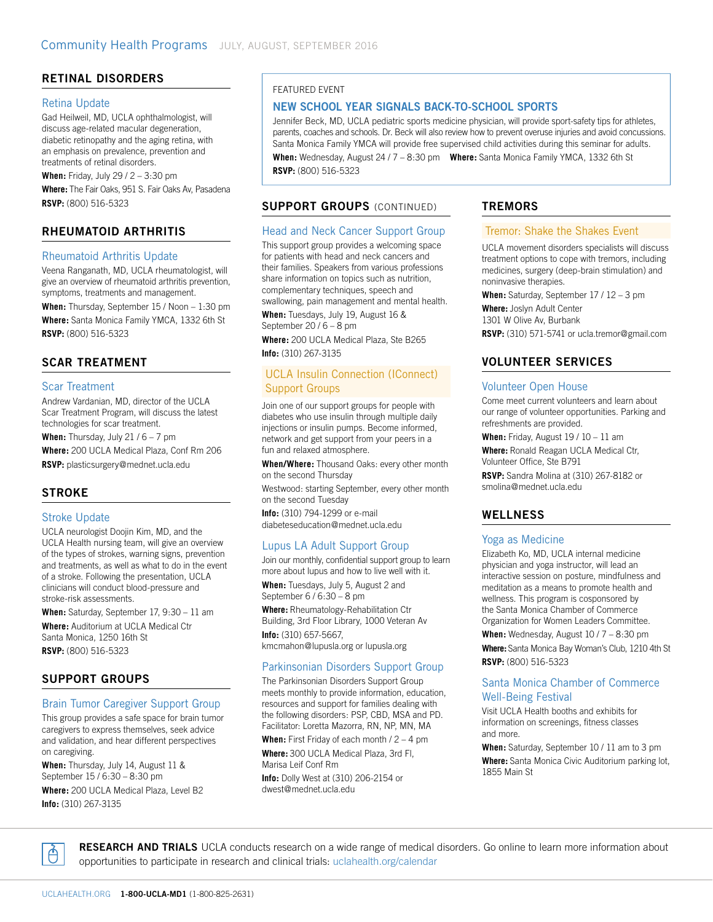# Community Health Programs JULY, AUGUST, SEPTEMBER 2016

## RETINAL DISORDERS

### Retina Update

Gad Heilweil, MD, UCLA ophthalmologist, will discuss age-related macular degeneration, diabetic retinopathy and the aging retina, with an emphasis on prevalence, prevention and treatments of retinal disorders.

**When:** Friday, July 29 / 2 – 3:30 pm

**Where:** The Fair Oaks, 951 S. Fair Oaks Av, Pasadena

**RSVP:** (800) 516-5323

## RHEUMATOID ARTHRITIS

### Rheumatoid Arthritis Update

Veena Ranganath, MD, UCLA rheumatologist, will give an overview of rheumatoid arthritis prevention, symptoms, treatments and management.

**When:** Thursday, September 15 / Noon – 1:30 pm

**Where:** Santa Monica Family YMCA, 1332 6th St

**RSVP:** (800) 516-5323

## SCAR TREATMENT

### Scar Treatment

Andrew Vardanian, MD, director of the UCLA Scar Treatment Program, will discuss the latest technologies for scar treatment.

**When:** Thursday, July 21 / 6 – 7 pm

**Where:** 200 UCLA Medical Plaza, Conf Rm 206

**RSVP:** plasticsurgery@mednet.ucla.edu

## STROKE

### Stroke Update

UCLA neurologist Doojin Kim, MD, and the UCLA Health nursing team, will give an overview of the types of strokes, warning signs, prevention and treatments, as well as what to do in the event of a stroke. Following the presentation, UCLA clinicians will conduct blood-pressure and stroke-risk assessments.

**When:** Saturday, September 17, 9:30 – 11 am

**Where:** Auditorium at UCLA Medical Ctr Santa Monica, 1250 16th St

**RSVP:** (800) 516-5323

## SUPPORT GROUPS

### Brain Tumor Caregiver Support Group

This group provides a safe space for brain tumor caregivers to express themselves, seek advice and validation, and hear different perspectives on caregiving.

**When:** Thursday, July 14, August 11 & September 15 / 6:30 – 8:30 pm

**Where:** 200 UCLA Medical Plaza, Level B2

**Info:** (310) 267-3135

FEATURED EVENT

### NEW SCHOOL YEAR SIGNALS BACK-TO-SCHOOL SPORTS

Jennifer Beck, MD, UCLA pediatric sports medicine physician, will provide sport-safety tips for athletes, parents, coaches and schools. Dr. Beck will also review how to prevent overuse injuries and avoid concussions. Santa Monica Family YMCA will provide free supervised child activities during this seminar for adults.

**When:** Wednesday, August 24 / 7 – 8:30 pm **Where:** Santa Monica Family YMCA, 1332 6th St

**RSVP:** (800) 516-5323

## SUPPORT GROUPS (CONTINUED)

### Head and Neck Cancer Support Group

This support group provides a welcoming space for patients with head and neck cancers and their families. Speakers from various professions share information on topics such as nutrition, complementary techniques, speech and swallowing, pain management and mental health.

**When:** Tuesdays, July 19, August 16 & September 20 / 6 – 8 pm

**Where:** 200 UCLA Medical Plaza, Ste B265

**Info:** (310) 267-3135

### UCLA Insulin Connection (IConnect) Support Groups

Join one of our support groups for people with diabetes who use insulin through multiple daily injections or insulin pumps. Become informed, network and get support from your peers in a fun and relaxed atmosphere.

**When/Where:** Thousand Oaks: every other month on the second Thursday

Westwood: starting September, every other month on the second Tuesday

**Info:** (310) 794-1299 or e-mail diabeteseducation@mednet.ucla.edu

### Lupus LA Adult Support Group

Join our monthly, confidential support group to learn more about lupus and how to live well with it.

**When:** Tuesdays, July 5, August 2 and September 6 / 6:30 – 8 pm

**Where:** Rheumatology-Rehabilitation Ctr Building, 3rd Floor Library, 1000 Veteran Av

**Info:** (310) 657-5667, kmcmahon@lupusla.org or lupusla.org

### Parkinsonian Disorders Support Group

The Parkinsonian Disorders Support Group meets monthly to provide information, education, resources and support for families dealing with the following disorders: PSP, CBD, MSA and PD. Facilitator: Loretta Mazorra, RN, NP, MN, MA

**When:** First Friday of each month / 2 – 4 pm

**Where:** 300 UCLA Medical Plaza, 3rd Fl, Marisa Leif Conf Rm

**Info:** Dolly West at (310) 206-2154 or dwest@mednet.ucla.edu

## TREMORS

### Tremor: Shake the Shakes Event

UCLA movement disorders specialists will discuss treatment options to cope with tremors, including medicines, surgery (deep-brain stimulation) and noninvasive therapies.

**When:** Saturday, September 17 / 12 – 3 pm

**Where:** Joslyn Adult Center 1301 W Olive Av, Burbank

**RSVP:** (310) 571-5741 or ucla.tremor@gmail.com

## VOLUNTEER SERVICES

### Volunteer Open House

Come meet current volunteers and learn about our range of volunteer opportunities. Parking and refreshments are provided.

**When:** Friday, August 19 / 10 – 11 am

**Where:** Ronald Reagan UCLA Medical Ctr, Volunteer Office, Ste B791

**RSVP:** Sandra Molina at (310) 267-8182 or smolina@mednet.ucla.edu

## WELLNESS

### Yoga as Medicine

Elizabeth Ko, MD, UCLA internal medicine physician and yoga instructor, will lead an interactive session on posture, mindfulness and meditation as a means to promote health and wellness. This program is cosponsored by the Santa Monica Chamber of Commerce Organization for Women Leaders Committee.

**When:** Wednesday, August 10 / 7 – 8:30 pm

**Where:** Santa Monica Bay Woman's Club, 1210 4th St

**RSVP:** (800) 516-5323

### Santa Monica Chamber of Commerce Well-Being Festival

Visit UCLA Health booths and exhibits for information on screenings, fitness classes and more.

**When:** Saturday, September 10 / 11 am to 3 pm

**Where:** Santa Monica Civic Auditorium parking lot, 1855 Main St

**RESEARCH AND TRIALS** UCLA conducts research on a wide range of medical disorders. Go online to learn more information about opportunities to participate in research and clinical trials: uclahealth.org/calendar

UCLAHEALTH.ORG **1-800-UCLA-MD1** (1-800-825-2631)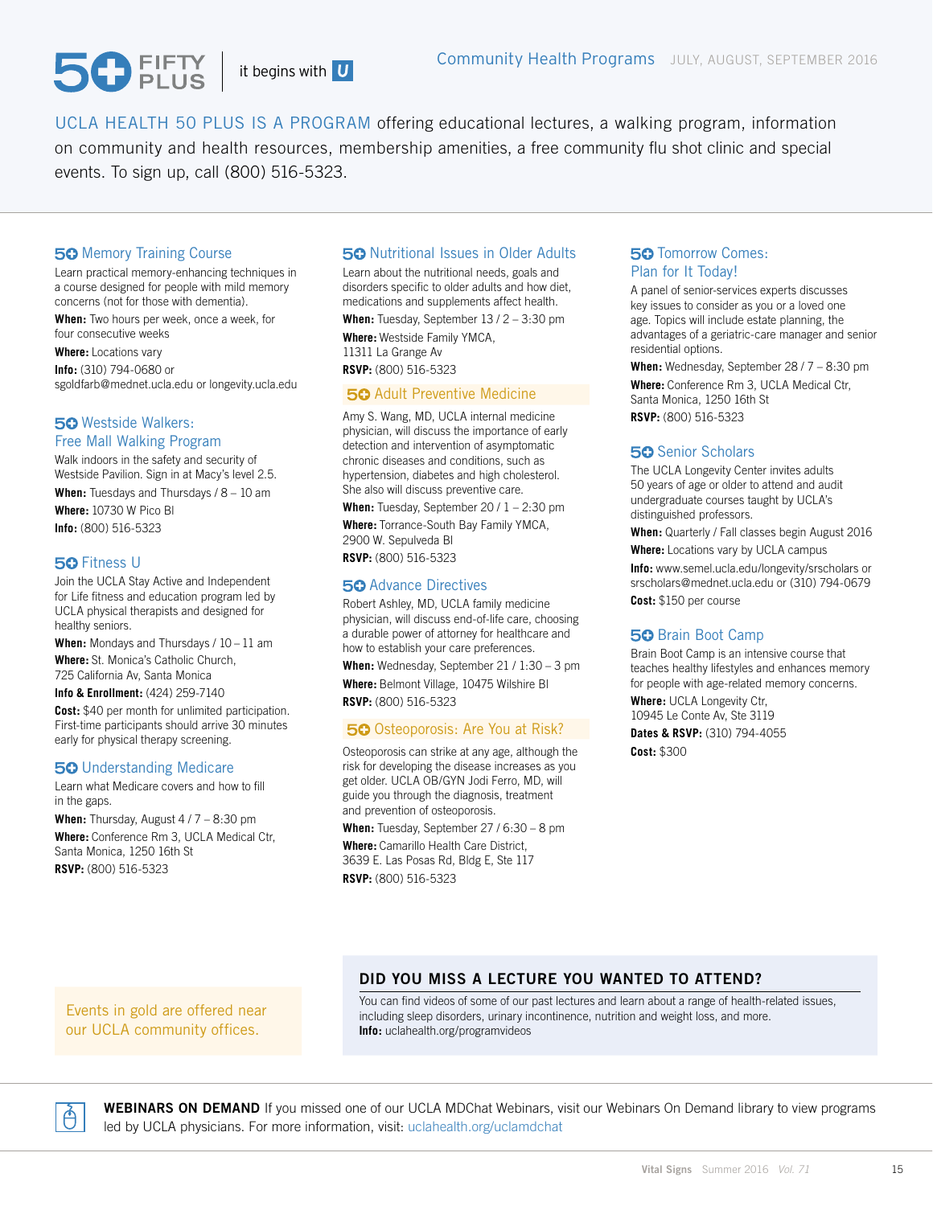# 50 FIFTY PLUS | it begins with U

## Community Health Programs JULY, AUGUST, SEPTEMBER 2016

UCLA HEALTH 50 PLUS IS A PROGRAM offering educational lectures, a walking program, information on community and health resources, membership amenities, a free community flu shot clinic and special events. To sign up, call (800) 516-5323.

### 50 Memory Training Course

Learn practical memory-enhancing techniques in a course designed for people with mild memory concerns (not for those with dementia).

**When:** Two hours per week, once a week, for four consecutive weeks

**Where:** Locations vary

**Info:** (310) 794-0680 or sgoldfarb@mednet.ucla.edu or longevity.ucla.edu

### 50 Westside Walkers: Free Mall Walking Program

Walk indoors in the safety and security of Westside Pavilion. Sign in at Macy's level 2.5.

**When:** Tuesdays and Thursdays / 8 – 10 am

**Where:** 10730 W Pico Bl

**Info:** (800) 516-5323

### 50 Fitness U

Join the UCLA Stay Active and Independent for Life fitness and education program led by UCLA physical therapists and designed for healthy seniors.

**When:** Mondays and Thursdays / 10 – 11 am

**Where:** St. Monica's Catholic Church, 725 California Av, Santa Monica

**Info & Enrollment:** (424) 259-7140

**Cost:** $40 per month for unlimited participation. First-time participants should arrive 30 minutes early for physical therapy screening.

### 50 Understanding Medicare

Learn what Medicare covers and how to fill in the gaps.

**When:** Thursday, August 4 / 7 – 8:30 pm

**Where:** Conference Rm 3, UCLA Medical Ctr, Santa Monica, 1250 16th St

**RSVP:** (800) 516-5323

### 50 Nutritional Issues in Older Adults

Learn about the nutritional needs, goals and disorders specific to older adults and how diet, medications and supplements affect health.

**When:** Tuesday, September 13 / 2 – 3:30 pm

**Where:** Westside Family YMCA, 11311 La Grange Av

**RSVP:** (800) 516-5323

### 50 Adult Preventive Medicine

Amy S. Wang, MD, UCLA internal medicine physician, will discuss the importance of early detection and intervention of asymptomatic chronic diseases and conditions, such as hypertension, diabetes and high cholesterol. She also will discuss preventive care.

**When:** Tuesday, September 20 / 1 – 2:30 pm

**Where:** Torrance-South Bay Family YMCA, 2900 W. Sepulveda Bl

**RSVP:** (800) 516-5323

### 50 Advance Directives

Robert Ashley, MD, UCLA family medicine physician, will discuss end-of-life care, choosing a durable power of attorney for healthcare and how to establish your care preferences.

**When:** Wednesday, September 21 / 1:30 – 3 pm

**Where:** Belmont Village, 10475 Wilshire Bl

**RSVP:** (800) 516-5323

### 50 Osteoporosis: Are You at Risk?

Osteoporosis can strike at any age, although the risk for developing the disease increases as you get older. UCLA OB/GYN Jodi Ferro, MD, will guide you through the diagnosis, treatment and prevention of osteoporosis.

**When:** Tuesday, September 27 / 6:30 – 8 pm

**Where:** Camarillo Health Care District, 3639 E. Las Posas Rd, Bldg E, Ste 117

**RSVP:** (800) 516-5323

### 50 Tomorrow Comes: Plan for It Today!

A panel of senior-services experts discusses key issues to consider as you or a loved one age. Topics will include estate planning, the advantages of a geriatric-care manager and senior residential options.

**When:** Wednesday, September 28 / 7 – 8:30 pm

**Where:** Conference Rm 3, UCLA Medical Ctr, Santa Monica, 1250 16th St

**RSVP:** (800) 516-5323

### 50 Senior Scholars

The UCLA Longevity Center invites adults 50 years of age or older to attend and audit undergraduate courses taught by UCLA's distinguished professors.

**When:** Quarterly / Fall classes begin August 2016

**Where:** Locations vary by UCLA campus

**Info:** www.semel.ucla.edu/longevity/srscholars or srscholars@mednet.ucla.edu or (310) 794-0679

**Cost:** $150 per course

### 50 Brain Boot Camp

Brain Boot Camp is an intensive course that teaches healthy lifestyles and enhances memory for people with age-related memory concerns.

**Where:** UCLA Longevity Ctr, 10945 Le Conte Av, Ste 3119

**Dates & RSVP:** (310) 794-4055

**Cost:** $300

Events in gold are offered near our UCLA community offices.

### DID YOU MISS A LECTURE YOU WANTED TO ATTEND?

You can find videos of some of our past lectures and learn about a range of health-related issues, including sleep disorders, urinary incontinence, nutrition and weight loss, and more.
**Info:** uclahealth.org/programvideos

**WEBINARS ON DEMAND** If you missed one of our UCLA MDChat Webinars, visit our Webinars On Demand library to view programs led by UCLA physicians. For more information, visit: uclahealth.org/uclamdchat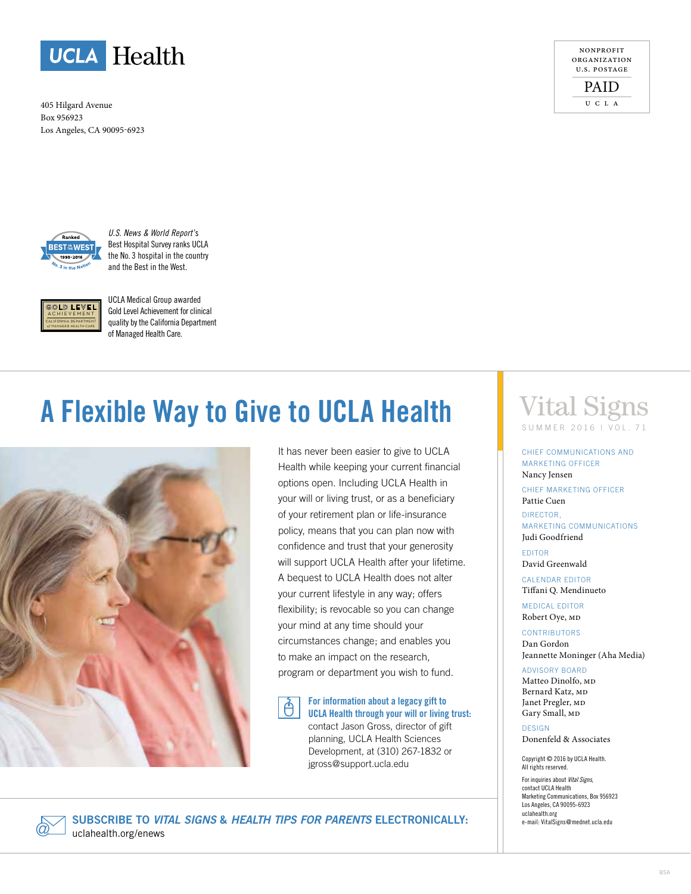UCLA Health

405 Hilgard Avenue
Box 956923
Los Angeles, CA 90095-6923

NONPROFIT ORGANIZATION
U.S. POSTAGE
PAID
UCLA

*U.S. News & World Report*'s Best Hospital Survey ranks UCLA the No. 3 hospital in the country and the Best in the West.

UCLA Medical Group awarded Gold Level Achievement for clinical quality by the California Department of Managed Health Care.

# A Flexible Way to Give to UCLA Health

It has never been easier to give to UCLA Health while keeping your current financial options open. Including UCLA Health in your will or living trust, or as a beneficiary of your retirement plan or life-insurance policy, means that you can plan now with confidence and trust that your generosity will support UCLA Health after your lifetime. A bequest to UCLA Health does not alter your current lifestyle in any way; offers flexibility; is revocable so you can change your mind at any time should your circumstances change; and enables you to make an impact on the research, program or department you wish to fund.

**For information about a legacy gift to UCLA Health through your will or living trust:** contact Jason Gross, director of gift planning, UCLA Health Sciences Development, at (310) 267-1832 or jgross@support.ucla.edu

**SUBSCRIBE TO *VITAL SIGNS* & *HEALTH TIPS FOR PARENTS* ELECTRONICALLY:**
uclahealth.org/enews

## Vital Signs

SUMMER 2016 | VOL. 71

CHIEF COMMUNICATIONS AND MARKETING OFFICER
Nancy Jensen

CHIEF MARKETING OFFICER
Pattie Cuen

DIRECTOR, MARKETING COMMUNICATIONS
Judi Goodfriend

EDITOR
David Greenwald

CALENDAR EDITOR
Tiffani Q. Mendinueto

MEDICAL EDITOR
Robert Oye, MD

CONTRIBUTORS
Dan Gordon
Jeannette Moninger (Aha Media)

ADVISORY BOARD
Matteo Dinolfo, MD
Bernard Katz, MD
Janet Pregler, MD
Gary Small, MD

DESIGN
Donenfeld & Associates

Copyright © 2016 by UCLA Health.
All rights reserved.

For inquiries about *Vital Signs*, contact UCLA Health Marketing Communications, Box 956923 Los Angeles, CA 90095-6923
uclahealth.org
e-mail: VitalSigns@mednet.ucla.edu

BSA